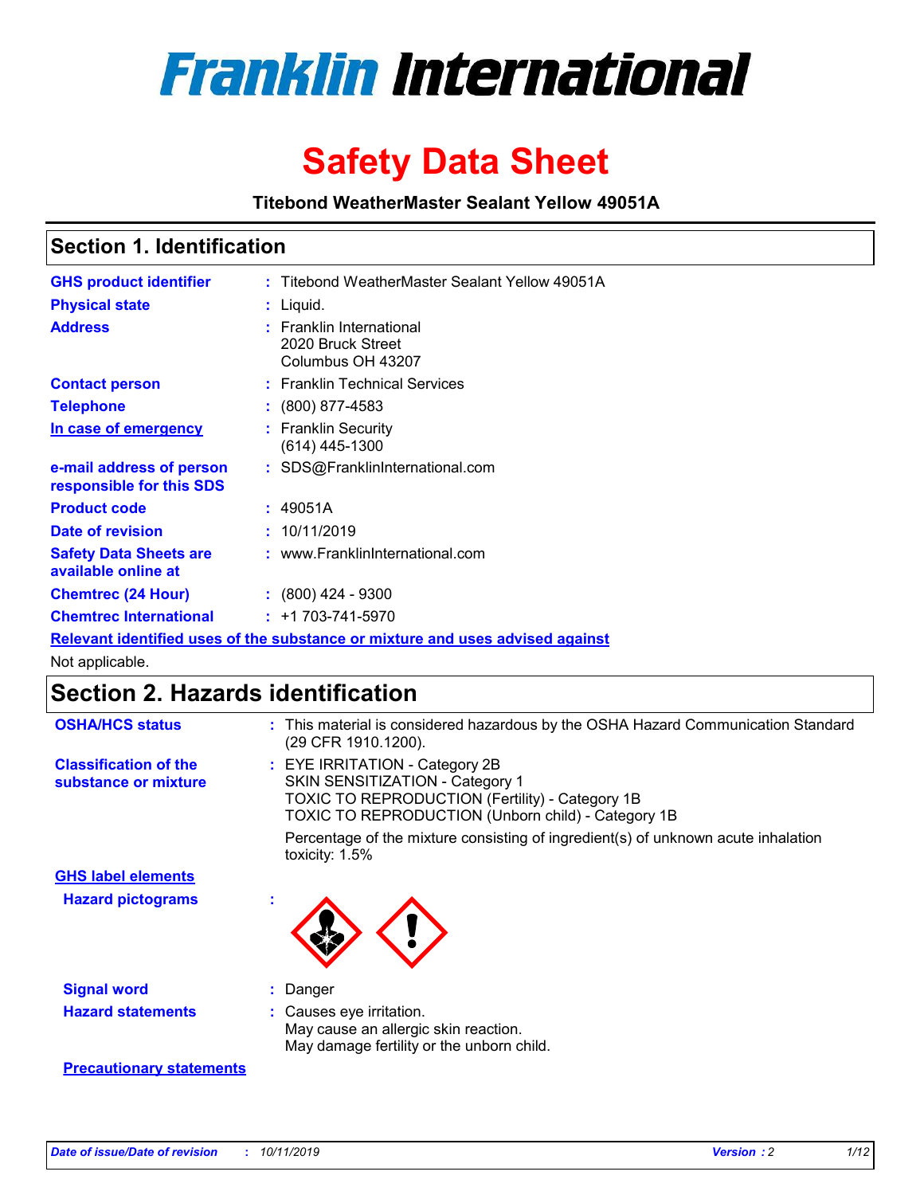# Franklin International

# Safety Data Sheet

**Titebond WeatherMaster Sealant Yellow 49051A**

## Section 1. Identification

| | | |
|---|---|---|
| **GHS product identifier** | : | Titebond WeatherMaster Sealant Yellow 49051A |
| **Physical state** | : | Liquid. |
| **Address** | : | Franklin International<br>2020 Bruck Street<br>Columbus OH 43207 |
| **Contact person** | : | Franklin Technical Services |
| **Telephone** | : | (800) 877-4583 |
| **In case of emergency** | : | Franklin Security<br>(614) 445-1300 |
| **e-mail address of person responsible for this SDS** | : | SDS@FranklinInternational.com |
| **Product code** | : | 49051A |
| **Date of revision** | : | 10/11/2019 |
| **Safety Data Sheets are available online at** | : | www.FranklinInternational.com |
| **Chemtrec (24 Hour)** | : | (800) 424 - 9300 |
| **Chemtrec International** | : | +1 703-741-5970 |

**Relevant identified uses of the substance or mixture and uses advised against**

Not applicable.

## Section 2. Hazards identification

| | | |
|---|---|---|
| **OSHA/HCS status** | : | This material is considered hazardous by the OSHA Hazard Communication Standard (29 CFR 1910.1200). |
| **Classification of the substance or mixture** | : | EYE IRRITATION - Category 2B<br>SKIN SENSITIZATION - Category 1<br>TOXIC TO REPRODUCTION (Fertility) - Category 1B<br>TOXIC TO REPRODUCTION (Unborn child) - Category 1B<br><br>Percentage of the mixture consisting of ingredient(s) of unknown acute inhalation toxicity: 1.5% |

**GHS label elements**

| | | |
|---|---|---|
| **Hazard pictograms** | : | |
| **Signal word** | : | Danger |
| **Hazard statements** | : | Causes eye irritation.<br>May cause an allergic skin reaction.<br>May damage fertility or the unborn child. |

**Precautionary statements**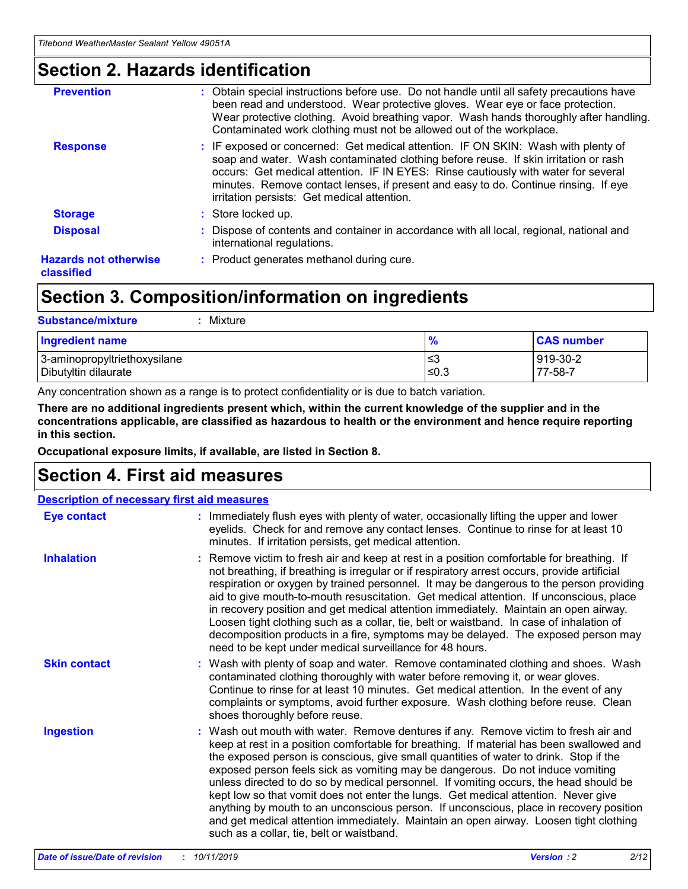## Section 2. Hazards identification

**Prevention** : Obtain special instructions before use. Do not handle until all safety precautions have been read and understood. Wear protective gloves. Wear eye or face protection. Wear protective clothing. Avoid breathing vapor. Wash hands thoroughly after handling. Contaminated work clothing must not be allowed out of the workplace.

**Response** : IF exposed or concerned: Get medical attention. IF ON SKIN: Wash with plenty of soap and water. Wash contaminated clothing before reuse. If skin irritation or rash occurs: Get medical attention. IF IN EYES: Rinse cautiously with water for several minutes. Remove contact lenses, if present and easy to do. Continue rinsing. If eye irritation persists: Get medical attention.

**Storage** : Store locked up.

**Disposal** : Dispose of contents and container in accordance with all local, regional, national and international regulations.

**Hazards not otherwise classified** : Product generates methanol during cure.

## Section 3. Composition/information on ingredients

**Substance/mixture** : Mixture

| Ingredient name | % | CAS number |
| --- | --- | --- |
| 3-aminopropyltriethoxysilane | ≤3 | 919-30-2 |
| Dibutyltin dilaurate | ≤0.3 | 77-58-7 |

Any concentration shown as a range is to protect confidentiality or is due to batch variation.

**There are no additional ingredients present which, within the current knowledge of the supplier and in the concentrations applicable, are classified as hazardous to health or the environment and hence require reporting in this section.**

**Occupational exposure limits, if available, are listed in Section 8.**

## Section 4. First aid measures

### Description of necessary first aid measures

**Eye contact** : Immediately flush eyes with plenty of water, occasionally lifting the upper and lower eyelids. Check for and remove any contact lenses. Continue to rinse for at least 10 minutes. If irritation persists, get medical attention.

**Inhalation** : Remove victim to fresh air and keep at rest in a position comfortable for breathing. If not breathing, if breathing is irregular or if respiratory arrest occurs, provide artificial respiration or oxygen by trained personnel. It may be dangerous to the person providing aid to give mouth-to-mouth resuscitation. Get medical attention. If unconscious, place in recovery position and get medical attention immediately. Maintain an open airway. Loosen tight clothing such as a collar, tie, belt or waistband. In case of inhalation of decomposition products in a fire, symptoms may be delayed. The exposed person may need to be kept under medical surveillance for 48 hours.

**Skin contact** : Wash with plenty of soap and water. Remove contaminated clothing and shoes. Wash contaminated clothing thoroughly with water before removing it, or wear gloves. Continue to rinse for at least 10 minutes. Get medical attention. In the event of any complaints or symptoms, avoid further exposure. Wash clothing before reuse. Clean shoes thoroughly before reuse.

**Ingestion** : Wash out mouth with water. Remove dentures if any. Remove victim to fresh air and keep at rest in a position comfortable for breathing. If material has been swallowed and the exposed person is conscious, give small quantities of water to drink. Stop if the exposed person feels sick as vomiting may be dangerous. Do not induce vomiting unless directed to do so by medical personnel. If vomiting occurs, the head should be kept low so that vomit does not enter the lungs. Get medical attention. Never give anything by mouth to an unconscious person. If unconscious, place in recovery position and get medical attention immediately. Maintain an open airway. Loosen tight clothing such as a collar, tie, belt or waistband.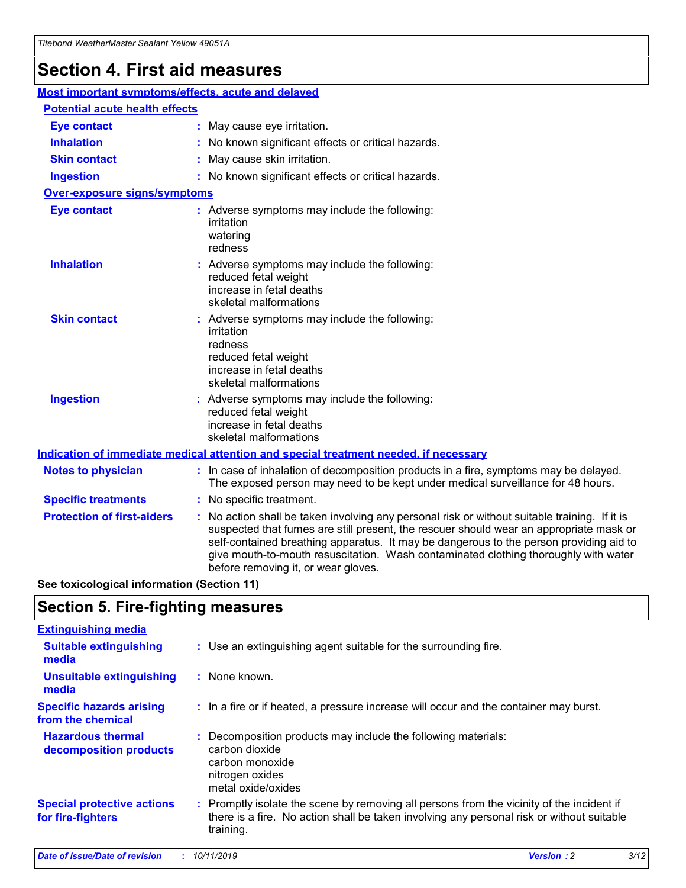# Section 4. First aid measures

## Most important symptoms/effects, acute and delayed

### Potential acute health effects

**Eye contact** : May cause eye irritation.

**Inhalation** : No known significant effects or critical hazards.

**Skin contact** : May cause skin irritation.

**Ingestion** : No known significant effects or critical hazards.

### Over-exposure signs/symptoms

**Eye contact** : Adverse symptoms may include the following:
irritation
watering
redness

**Inhalation** : Adverse symptoms may include the following:
reduced fetal weight
increase in fetal deaths
skeletal malformations

**Skin contact** : Adverse symptoms may include the following:
irritation
redness
reduced fetal weight
increase in fetal deaths
skeletal malformations

**Ingestion** : Adverse symptoms may include the following:
reduced fetal weight
increase in fetal deaths
skeletal malformations

## Indication of immediate medical attention and special treatment needed, if necessary

**Notes to physician** : In case of inhalation of decomposition products in a fire, symptoms may be delayed. The exposed person may need to be kept under medical surveillance for 48 hours.

**Specific treatments** : No specific treatment.

**Protection of first-aiders** : No action shall be taken involving any personal risk or without suitable training. If it is suspected that fumes are still present, the rescuer should wear an appropriate mask or self-contained breathing apparatus. It may be dangerous to the person providing aid to give mouth-to-mouth resuscitation. Wash contaminated clothing thoroughly with water before removing it, or wear gloves.

**See toxicological information (Section 11)**

# Section 5. Fire-fighting measures

## Extinguishing media

**Suitable extinguishing media** : Use an extinguishing agent suitable for the surrounding fire.

**Unsuitable extinguishing media** : None known.

**Specific hazards arising from the chemical** : In a fire or if heated, a pressure increase will occur and the container may burst.

**Hazardous thermal decomposition products** : Decomposition products may include the following materials:
carbon dioxide
carbon monoxide
nitrogen oxides
metal oxide/oxides

**Special protective actions for fire-fighters** : Promptly isolate the scene by removing all persons from the vicinity of the incident if there is a fire. No action shall be taken involving any personal risk or without suitable training.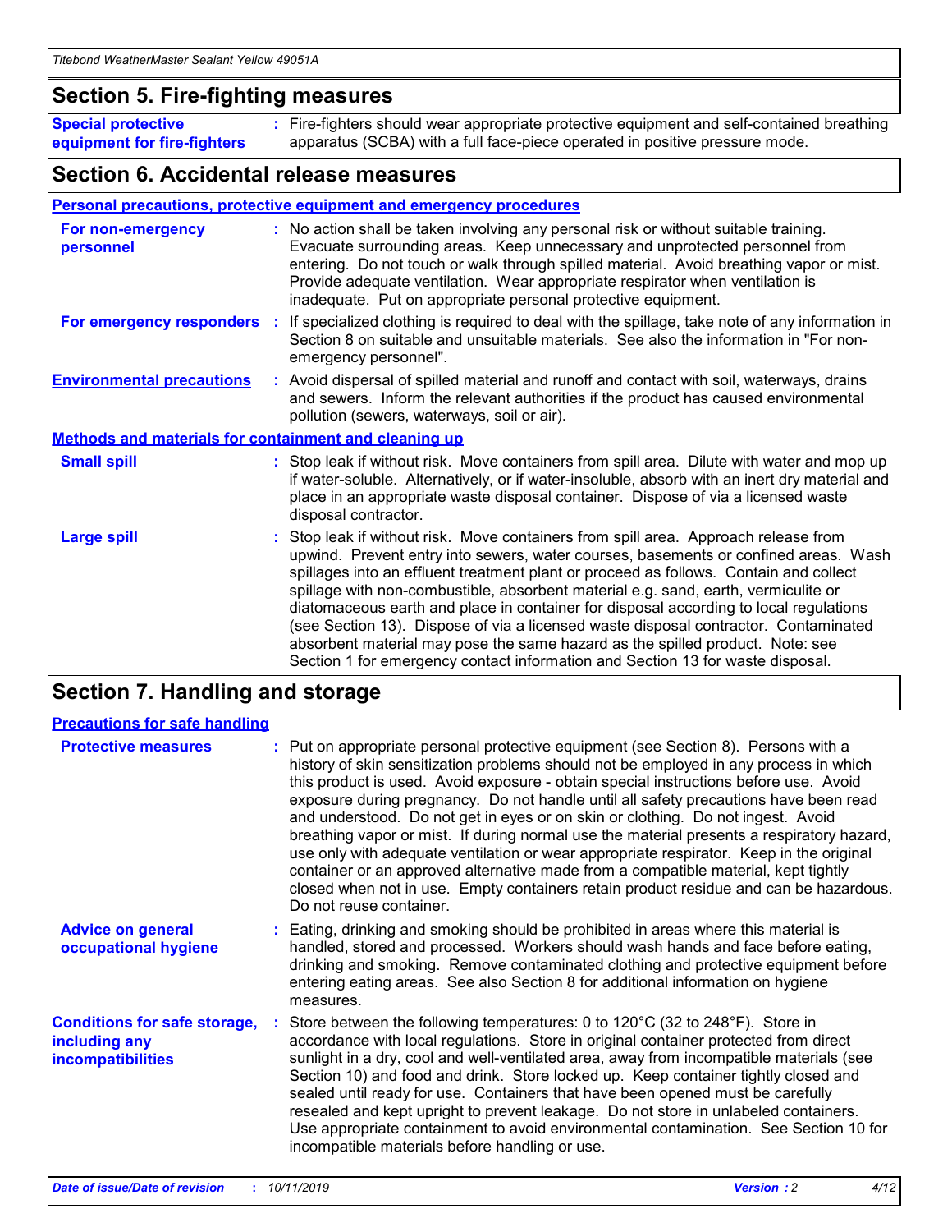## Section 5. Fire-fighting measures

**Special protective equipment for fire-fighters** : Fire-fighters should wear appropriate protective equipment and self-contained breathing apparatus (SCBA) with a full face-piece operated in positive pressure mode.

## Section 6. Accidental release measures

### Personal precautions, protective equipment and emergency procedures

**For non-emergency personnel** : No action shall be taken involving any personal risk or without suitable training. Evacuate surrounding areas. Keep unnecessary and unprotected personnel from entering. Do not touch or walk through spilled material. Avoid breathing vapor or mist. Provide adequate ventilation. Wear appropriate respirator when ventilation is inadequate. Put on appropriate personal protective equipment.

**For emergency responders** : If specialized clothing is required to deal with the spillage, take note of any information in Section 8 on suitable and unsuitable materials. See also the information in "For non-emergency personnel".

**Environmental precautions** : Avoid dispersal of spilled material and runoff and contact with soil, waterways, drains and sewers. Inform the relevant authorities if the product has caused environmental pollution (sewers, waterways, soil or air).

### Methods and materials for containment and cleaning up

**Small spill** : Stop leak if without risk. Move containers from spill area. Dilute with water and mop up if water-soluble. Alternatively, or if water-insoluble, absorb with an inert dry material and place in an appropriate waste disposal container. Dispose of via a licensed waste disposal contractor.

**Large spill** : Stop leak if without risk. Move containers from spill area. Approach release from upwind. Prevent entry into sewers, water courses, basements or confined areas. Wash spillages into an effluent treatment plant or proceed as follows. Contain and collect spillage with non-combustible, absorbent material e.g. sand, earth, vermiculite or diatomaceous earth and place in container for disposal according to local regulations (see Section 13). Dispose of via a licensed waste disposal contractor. Contaminated absorbent material may pose the same hazard as the spilled product. Note: see Section 1 for emergency contact information and Section 13 for waste disposal.

## Section 7. Handling and storage

### Precautions for safe handling

**Protective measures** : Put on appropriate personal protective equipment (see Section 8). Persons with a history of skin sensitization problems should not be employed in any process in which this product is used. Avoid exposure - obtain special instructions before use. Avoid exposure during pregnancy. Do not handle until all safety precautions have been read and understood. Do not get in eyes or on skin or clothing. Do not ingest. Avoid breathing vapor or mist. If during normal use the material presents a respiratory hazard, use only with adequate ventilation or wear appropriate respirator. Keep in the original container or an approved alternative made from a compatible material, kept tightly closed when not in use. Empty containers retain product residue and can be hazardous. Do not reuse container.

**Advice on general occupational hygiene** : Eating, drinking and smoking should be prohibited in areas where this material is handled, stored and processed. Workers should wash hands and face before eating, drinking and smoking. Remove contaminated clothing and protective equipment before entering eating areas. See also Section 8 for additional information on hygiene measures.

**Conditions for safe storage, including any incompatibilities** : Store between the following temperatures: 0 to 120°C (32 to 248°F). Store in accordance with local regulations. Store in original container protected from direct sunlight in a dry, cool and well-ventilated area, away from incompatible materials (see Section 10) and food and drink. Store locked up. Keep container tightly closed and sealed until ready for use. Containers that have been opened must be carefully resealed and kept upright to prevent leakage. Do not store in unlabeled containers. Use appropriate containment to avoid environmental contamination. See Section 10 for incompatible materials before handling or use.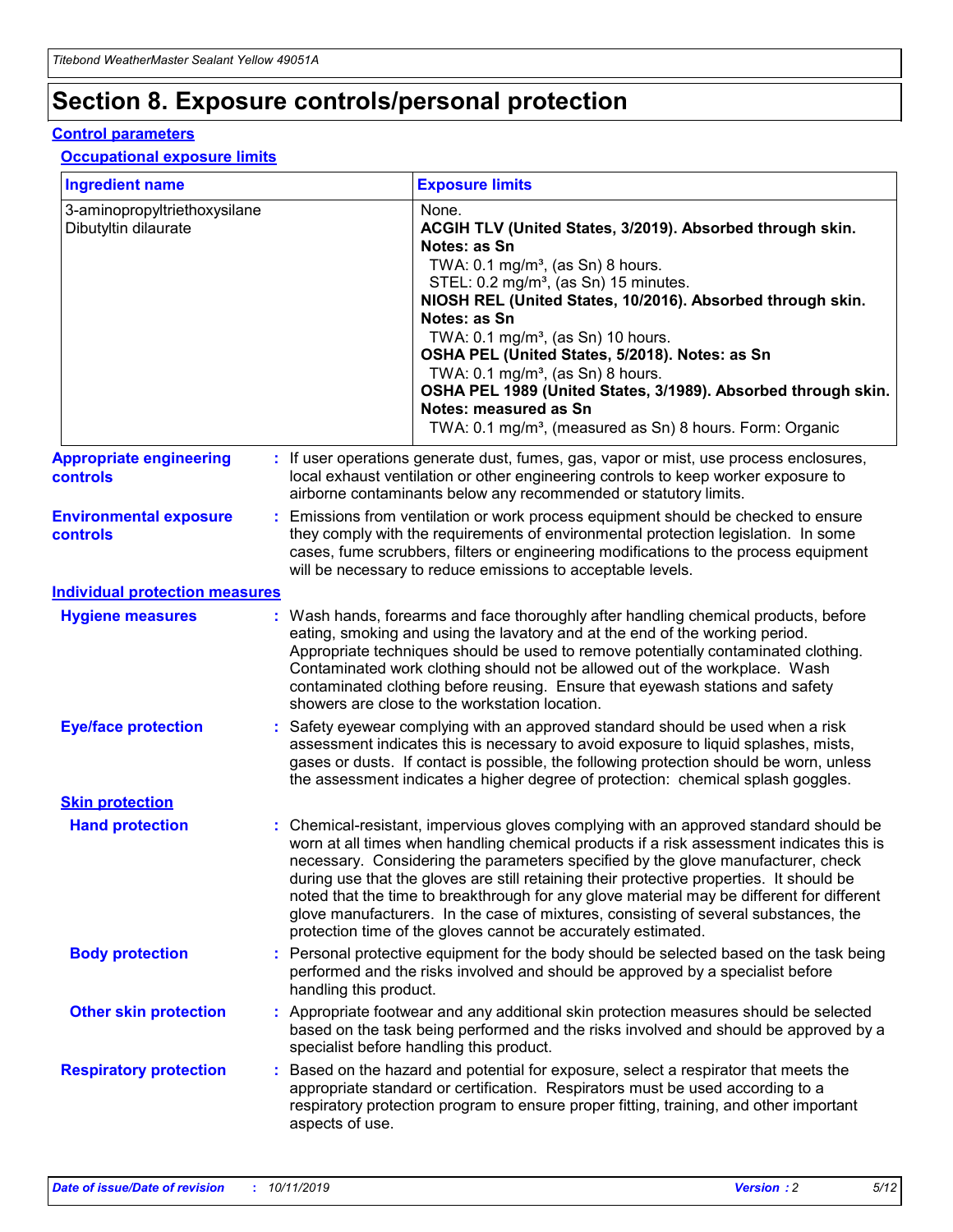# Section 8. Exposure controls/personal protection

## Control parameters

### Occupational exposure limits

| Ingredient name | Exposure limits |
|---|---|
| 3-aminopropyltriethoxysilane<br>Dibutyltin dilaurate | None.<br>**ACGIH TLV (United States, 3/2019). Absorbed through skin. Notes: as Sn**<br>TWA: 0.1 mg/m³, (as Sn) 8 hours.<br>STEL: 0.2 mg/m³, (as Sn) 15 minutes.<br>**NIOSH REL (United States, 10/2016). Absorbed through skin. Notes: as Sn**<br>TWA: 0.1 mg/m³, (as Sn) 10 hours.<br>**OSHA PEL (United States, 5/2018). Notes: as Sn**<br>TWA: 0.1 mg/m³, (as Sn) 8 hours.<br>**OSHA PEL 1989 (United States, 3/1989). Absorbed through skin. Notes: measured as Sn**<br>TWA: 0.1 mg/m³, (measured as Sn) 8 hours. Form: Organic |

**Appropriate engineering controls** : If user operations generate dust, fumes, gas, vapor or mist, use process enclosures, local exhaust ventilation or other engineering controls to keep worker exposure to airborne contaminants below any recommended or statutory limits.

**Environmental exposure controls** : Emissions from ventilation or work process equipment should be checked to ensure they comply with the requirements of environmental protection legislation. In some cases, fume scrubbers, filters or engineering modifications to the process equipment will be necessary to reduce emissions to acceptable levels.

## Individual protection measures

**Hygiene measures** : Wash hands, forearms and face thoroughly after handling chemical products, before eating, smoking and using the lavatory and at the end of the working period. Appropriate techniques should be used to remove potentially contaminated clothing. Contaminated work clothing should not be allowed out of the workplace. Wash contaminated clothing before reusing. Ensure that eyewash stations and safety showers are close to the workstation location.

**Eye/face protection** : Safety eyewear complying with an approved standard should be used when a risk assessment indicates this is necessary to avoid exposure to liquid splashes, mists, gases or dusts. If contact is possible, the following protection should be worn, unless the assessment indicates a higher degree of protection: chemical splash goggles.

### Skin protection

**Hand protection** : Chemical-resistant, impervious gloves complying with an approved standard should be worn at all times when handling chemical products if a risk assessment indicates this is necessary. Considering the parameters specified by the glove manufacturer, check during use that the gloves are still retaining their protective properties. It should be noted that the time to breakthrough for any glove material may be different for different glove manufacturers. In the case of mixtures, consisting of several substances, the protection time of the gloves cannot be accurately estimated.

**Body protection** : Personal protective equipment for the body should be selected based on the task being performed and the risks involved and should be approved by a specialist before handling this product.

**Other skin protection** : Appropriate footwear and any additional skin protection measures should be selected based on the task being performed and the risks involved and should be approved by a specialist before handling this product.

**Respiratory protection** : Based on the hazard and potential for exposure, select a respirator that meets the appropriate standard or certification. Respirators must be used according to a respiratory protection program to ensure proper fitting, training, and other important aspects of use.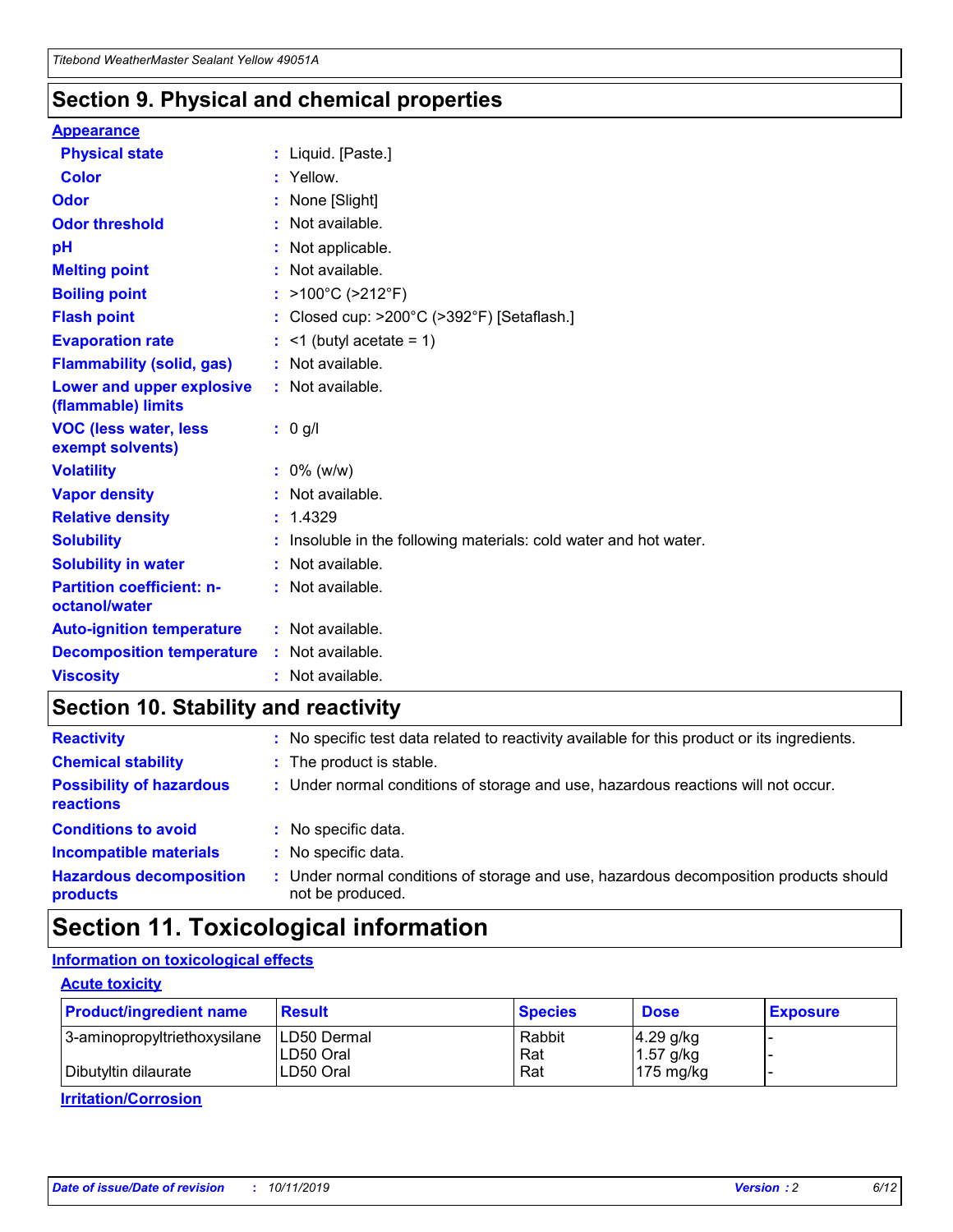## Section 9. Physical and chemical properties

**Appearance**

| | |
|---|---|
| **Physical state** | : Liquid. [Paste.] |
| **Color** | : Yellow. |
| **Odor** | : None [Slight] |
| **Odor threshold** | : Not available. |
| **pH** | : Not applicable. |
| **Melting point** | : Not available. |
| **Boiling point** | : >100°C (>212°F) |
| **Flash point** | : Closed cup: >200°C (>392°F) [Setaflash.] |
| **Evaporation rate** | : <1 (butyl acetate = 1) |
| **Flammability (solid, gas)** | : Not available. |
| **Lower and upper explosive (flammable) limits** | : Not available. |
| **VOC (less water, less exempt solvents)** | : 0 g/l |
| **Volatility** | : 0% (w/w) |
| **Vapor density** | : Not available. |
| **Relative density** | : 1.4329 |
| **Solubility** | : Insoluble in the following materials: cold water and hot water. |
| **Solubility in water** | : Not available. |
| **Partition coefficient: n-octanol/water** | : Not available. |
| **Auto-ignition temperature** | : Not available. |
| **Decomposition temperature** | : Not available. |
| **Viscosity** | : Not available. |

## Section 10. Stability and reactivity

| | |
|---|---|
| **Reactivity** | : No specific test data related to reactivity available for this product or its ingredients. |
| **Chemical stability** | : The product is stable. |
| **Possibility of hazardous reactions** | : Under normal conditions of storage and use, hazardous reactions will not occur. |
| **Conditions to avoid** | : No specific data. |
| **Incompatible materials** | : No specific data. |
| **Hazardous decomposition products** | : Under normal conditions of storage and use, hazardous decomposition products should not be produced. |

## Section 11. Toxicological information

**Information on toxicological effects**

**Acute toxicity**

| Product/ingredient name | Result | Species | Dose | Exposure |
|---|---|---|---|---|
| 3-aminopropyltriethoxysilane | LD50 Dermal | Rabbit | 4.29 g/kg | - |
| | LD50 Oral | Rat | 1.57 g/kg | - |
| Dibutyltin dilaurate | LD50 Oral | Rat | 175 mg/kg | - |

**Irritation/Corrosion**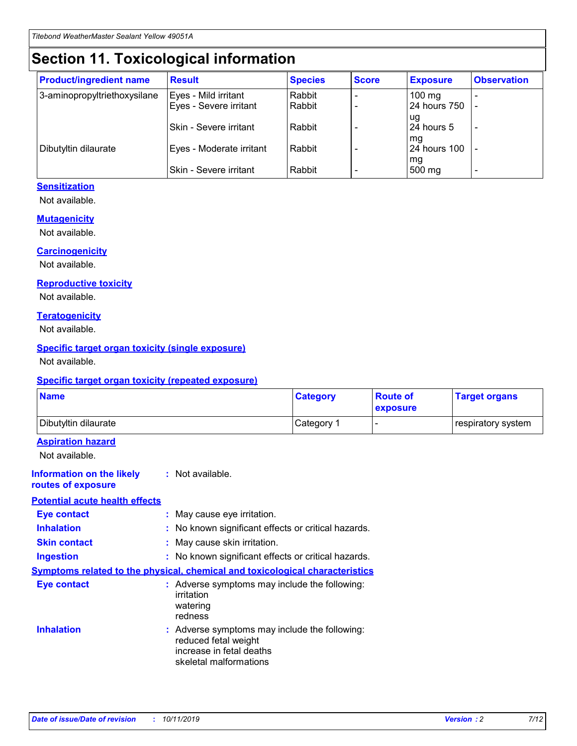# Section 11. Toxicological information

| Product/ingredient name | Result | Species | Score | Exposure | Observation |
| --- | --- | --- | --- | --- | --- |
| 3-aminopropyltriethoxysilane | Eyes - Mild irritant | Rabbit | - | 100 mg | - |
| | Eyes - Severe irritant | Rabbit | - | 24 hours 750 ug | - |
| | Skin - Severe irritant | Rabbit | - | 24 hours 5 mg | - |
| Dibutyltin dilaurate | Eyes - Moderate irritant | Rabbit | - | 24 hours 100 mg | - |
| | Skin - Severe irritant | Rabbit | - | 500 mg | - |

**Sensitization**

Not available.

**Mutagenicity**

Not available.

**Carcinogenicity**

Not available.

**Reproductive toxicity**

Not available.

**Teratogenicity**

Not available.

**Specific target organ toxicity (single exposure)**

Not available.

**Specific target organ toxicity (repeated exposure)**

| Name | Category | Route of exposure | Target organs |
| --- | --- | --- | --- |
| Dibutyltin dilaurate | Category 1 | - | respiratory system |

**Aspiration hazard**

Not available.

**Information on the likely routes of exposure** : Not available.

**Potential acute health effects**

**Eye contact** : May cause eye irritation.

**Inhalation** : No known significant effects or critical hazards.

**Skin contact** : May cause skin irritation.

**Ingestion** : No known significant effects or critical hazards.

**Symptoms related to the physical, chemical and toxicological characteristics**

**Eye contact** : Adverse symptoms may include the following:
irritation
watering
redness

**Inhalation** : Adverse symptoms may include the following:
reduced fetal weight
increase in fetal deaths
skeletal malformations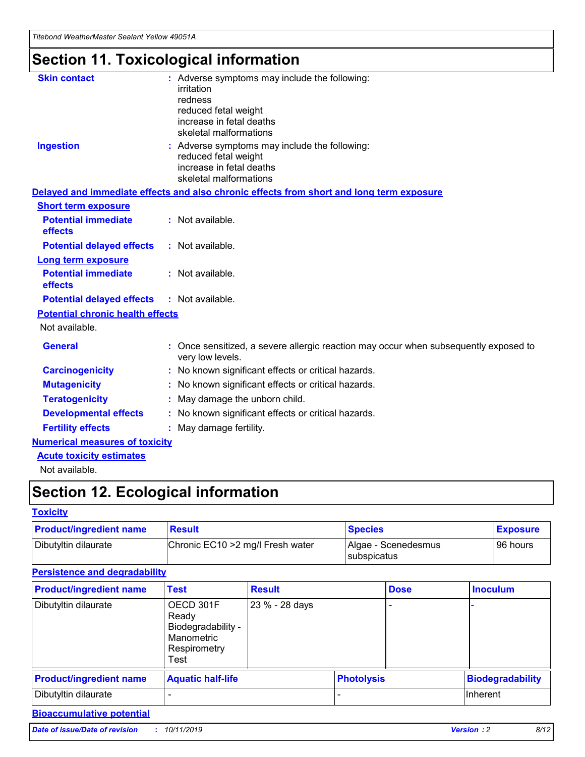# Section 11. Toxicological information

**Skin contact** : Adverse symptoms may include the following:
irritation
redness
reduced fetal weight
increase in fetal deaths
skeletal malformations

**Ingestion** : Adverse symptoms may include the following:
reduced fetal weight
increase in fetal deaths
skeletal malformations

**Delayed and immediate effects and also chronic effects from short and long term exposure**

**Short term exposure**

**Potential immediate effects** : Not available.

**Potential delayed effects** : Not available.

**Long term exposure**

**Potential immediate effects** : Not available.

**Potential delayed effects** : Not available.

**Potential chronic health effects**

Not available.

**General** : Once sensitized, a severe allergic reaction may occur when subsequently exposed to very low levels.

**Carcinogenicity** : No known significant effects or critical hazards.

**Mutagenicity** : No known significant effects or critical hazards.

**Teratogenicity** : May damage the unborn child.

**Developmental effects** : No known significant effects or critical hazards.

**Fertility effects** : May damage fertility.

**Numerical measures of toxicity**

**Acute toxicity estimates**

Not available.

# Section 12. Ecological information

**Toxicity**

| Product/ingredient name | Result | Species | Exposure |
|---|---|---|---|
| Dibutyltin dilaurate | Chronic EC10 >2 mg/l Fresh water | Algae - Scenedesmus subspicatus | 96 hours |

**Persistence and degradability**

| Product/ingredient name | Test | Result | Dose | Inoculum |
|---|---|---|---|---|
| Dibutyltin dilaurate | OECD 301F Ready Biodegradability - Manometric Respirometry Test | 23 % - 28 days | - | - |

| Product/ingredient name | Aquatic half-life | Photolysis | Biodegradability |
|---|---|---|---|
| Dibutyltin dilaurate | - | - | Inherent |

**Bioaccumulative potential**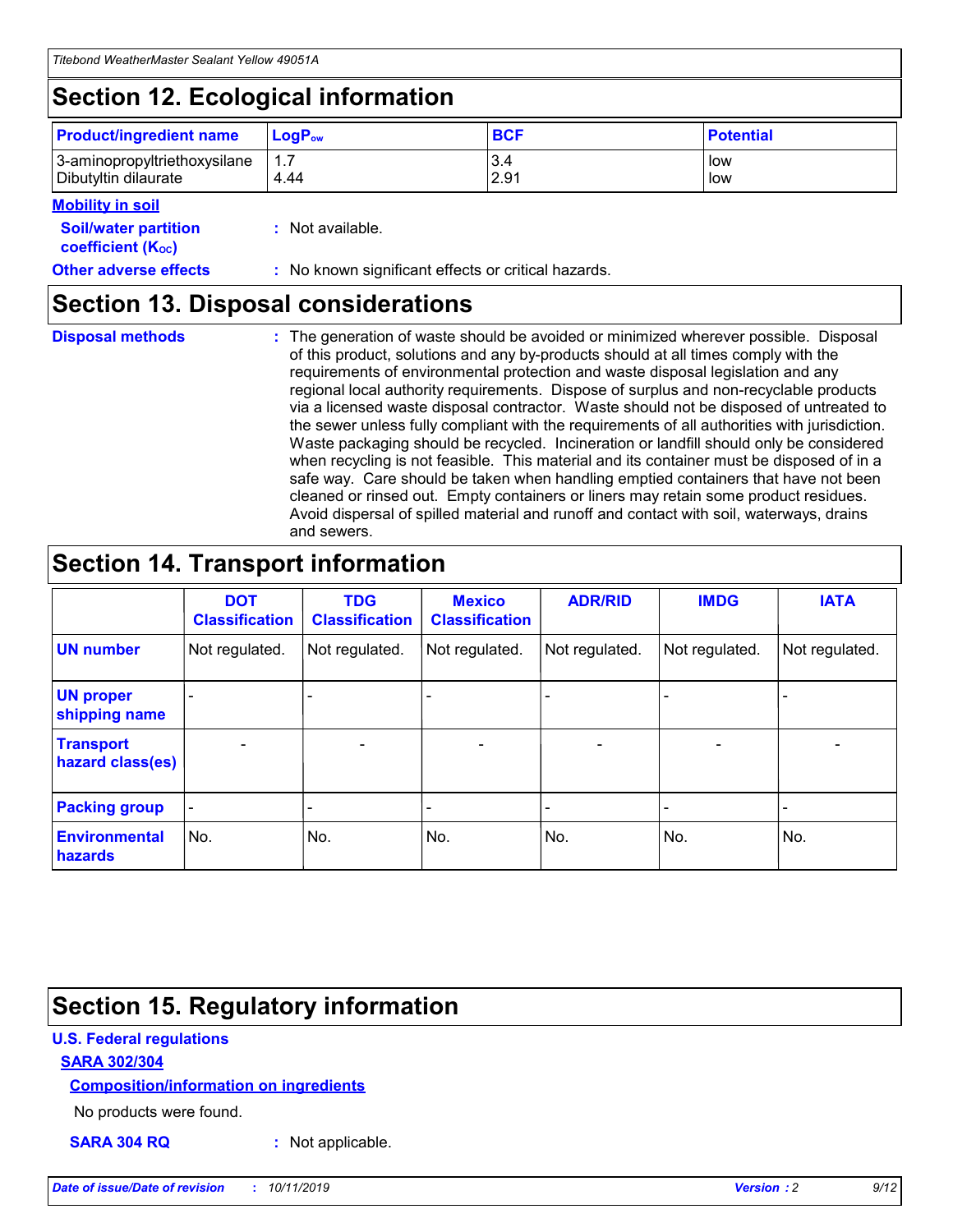## Section 12. Ecological information

| Product/ingredient name | $LogP_{ow}$ | BCF | Potential |
|---|---|---|---|
| 3-aminopropyltriethoxysilane | 1.7 | 3.4 | low |
| Dibutyltin dilaurate | 4.44 | 2.91 | low |

**Mobility in soil**

**Soil/water partition coefficient ($K_{OC}$)** : Not available.

**Other adverse effects** : No known significant effects or critical hazards.

## Section 13. Disposal considerations

**Disposal methods** : The generation of waste should be avoided or minimized wherever possible. Disposal of this product, solutions and any by-products should at all times comply with the requirements of environmental protection and waste disposal legislation and any regional local authority requirements. Dispose of surplus and non-recyclable products via a licensed waste disposal contractor. Waste should not be disposed of untreated to the sewer unless fully compliant with the requirements of all authorities with jurisdiction. Waste packaging should be recycled. Incineration or landfill should only be considered when recycling is not feasible. This material and its container must be disposed of in a safe way. Care should be taken when handling emptied containers that have not been cleaned or rinsed out. Empty containers or liners may retain some product residues. Avoid dispersal of spilled material and runoff and contact with soil, waterways, drains and sewers.

## Section 14. Transport information

| | DOT Classification | TDG Classification | Mexico Classification | ADR/RID | IMDG | IATA |
|---|---|---|---|---|---|---|
| UN number | Not regulated. | Not regulated. | Not regulated. | Not regulated. | Not regulated. | Not regulated. |
| UN proper shipping name | - | - | - | - | - | - |
| Transport hazard class(es) | - | - | - | - | - | - |
| Packing group | - | - | - | - | - | - |
| Environmental hazards | No. | No. | No. | No. | No. | No. |

## Section 15. Regulatory information

**U.S. Federal regulations**

**SARA 302/304**

**Composition/information on ingredients**

No products were found.

**SARA 304 RQ** : Not applicable.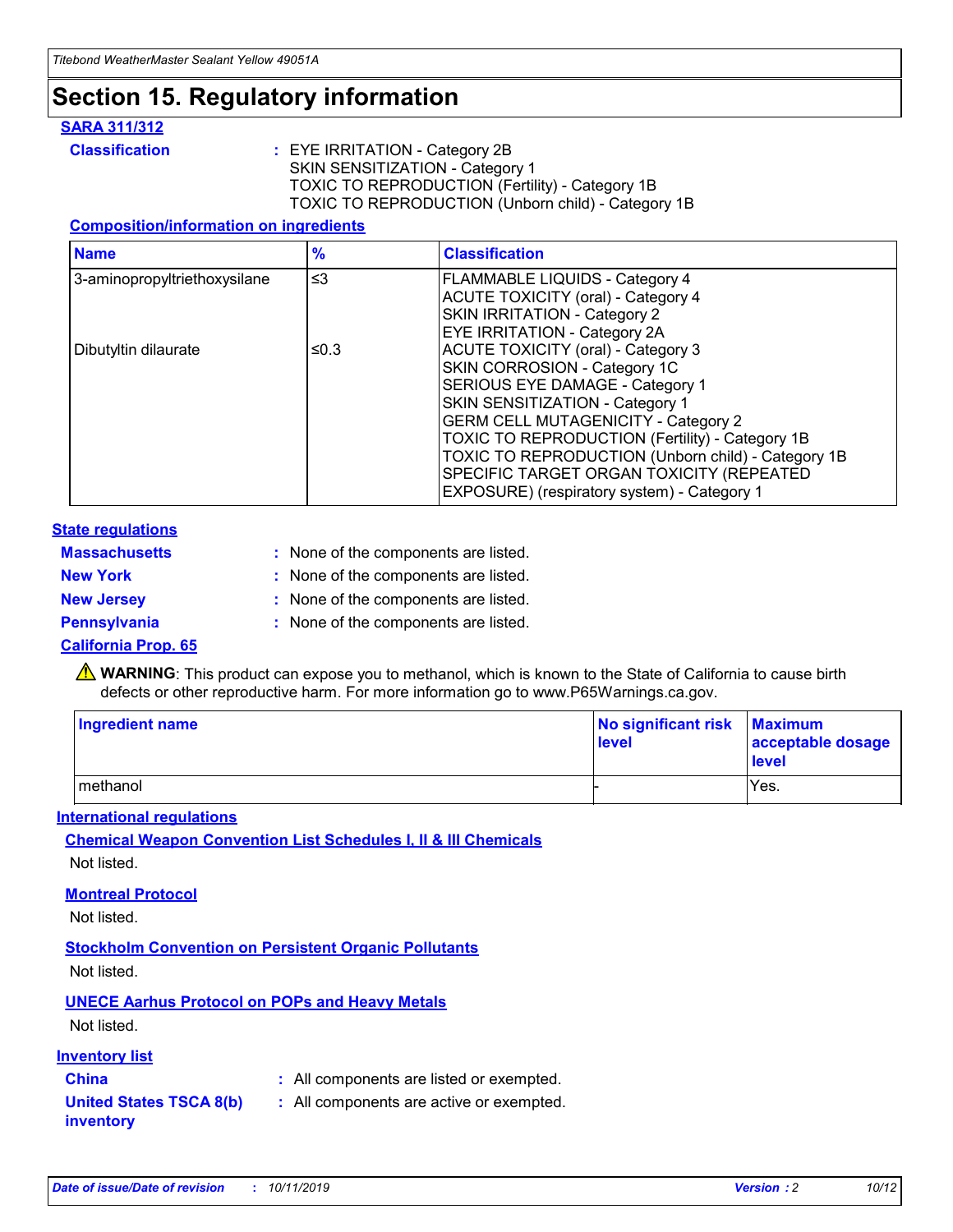# Section 15. Regulatory information

### SARA 311/312

**Classification** : EYE IRRITATION - Category 2B
SKIN SENSITIZATION - Category 1
TOXIC TO REPRODUCTION (Fertility) - Category 1B
TOXIC TO REPRODUCTION (Unborn child) - Category 1B

**Composition/information on ingredients**

| Name | % | Classification |
|---|---|---|
| 3-aminopropyltriethoxysilane | ≤3 | FLAMMABLE LIQUIDS - Category 4<br>ACUTE TOXICITY (oral) - Category 4<br>SKIN IRRITATION - Category 2<br>EYE IRRITATION - Category 2A |
| Dibutyltin dilaurate | ≤0.3 | ACUTE TOXICITY (oral) - Category 3<br>SKIN CORROSION - Category 1C<br>SERIOUS EYE DAMAGE - Category 1<br>SKIN SENSITIZATION - Category 1<br>GERM CELL MUTAGENICITY - Category 2<br>TOXIC TO REPRODUCTION (Fertility) - Category 1B<br>TOXIC TO REPRODUCTION (Unborn child) - Category 1B<br>SPECIFIC TARGET ORGAN TOXICITY (REPEATED EXPOSURE) (respiratory system) - Category 1 |

### State regulations

**Massachusetts** : None of the components are listed.
**New York** : None of the components are listed.
**New Jersey** : None of the components are listed.
**Pennsylvania** : None of the components are listed.

**California Prop. 65**

⚠ **WARNING**: This product can expose you to methanol, which is known to the State of California to cause birth defects or other reproductive harm. For more information go to www.P65Warnings.ca.gov.

| Ingredient name | No significant risk level | Maximum acceptable dosage level |
|---|---|---|
| methanol | - | Yes. |

### International regulations

**Chemical Weapon Convention List Schedules I, II & III Chemicals**
Not listed.

**Montreal Protocol**
Not listed.

**Stockholm Convention on Persistent Organic Pollutants**
Not listed.

**UNECE Aarhus Protocol on POPs and Heavy Metals**
Not listed.

### Inventory list

**China** : All components are listed or exempted.
**United States TSCA 8(b) inventory** : All components are active or exempted.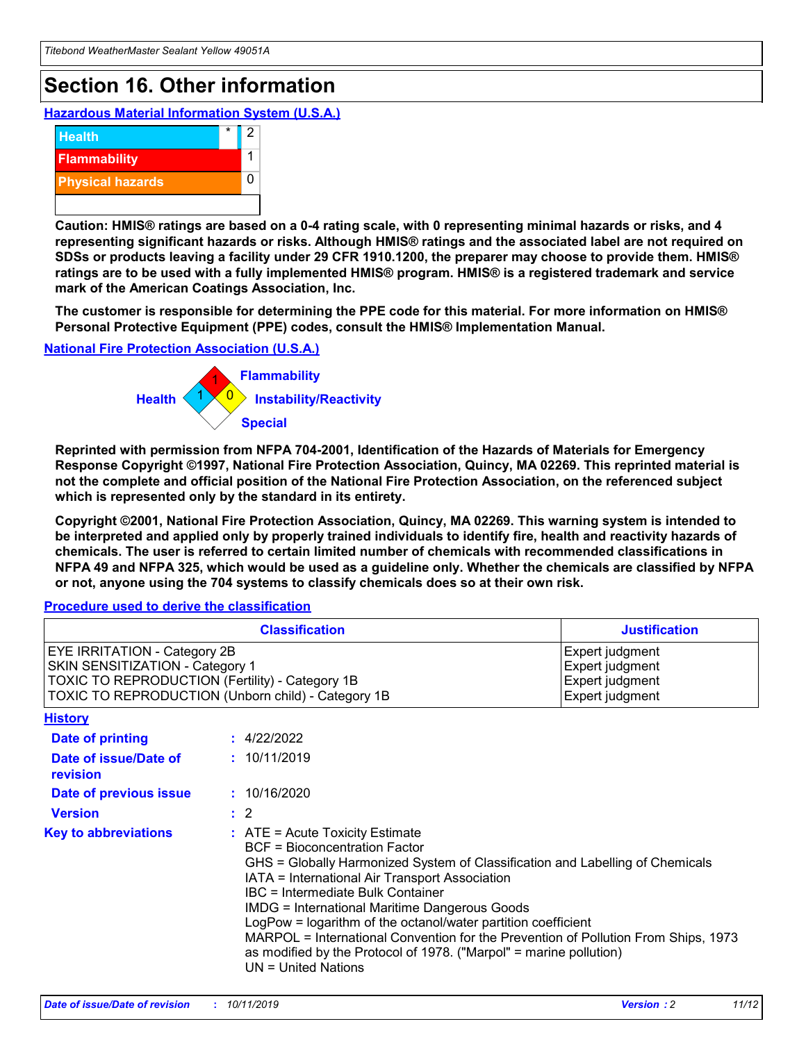# Section 16. Other information

### Hazardous Material Information System (U.S.A.)

| | | |
|---|---|---|
| Health | * | 2 |
| Flammability | | 1 |
| Physical hazards | | 0 |
| | | |

**Caution: HMIS® ratings are based on a 0-4 rating scale, with 0 representing minimal hazards or risks, and 4 representing significant hazards or risks. Although HMIS® ratings and the associated label are not required on SDSs or products leaving a facility under 29 CFR 1910.1200, the preparer may choose to provide them. HMIS® ratings are to be used with a fully implemented HMIS® program. HMIS® is a registered trademark and service mark of the American Coatings Association, Inc.**

**The customer is responsible for determining the PPE code for this material. For more information on HMIS® Personal Protective Equipment (PPE) codes, consult the HMIS® Implementation Manual.**

### National Fire Protection Association (U.S.A.)

Flammability: 1
Health: 1
Instability/Reactivity: 0
Special

**Reprinted with permission from NFPA 704-2001, Identification of the Hazards of Materials for Emergency Response Copyright ©1997, National Fire Protection Association, Quincy, MA 02269. This reprinted material is not the complete and official position of the National Fire Protection Association, on the referenced subject which is represented only by the standard in its entirety.**

**Copyright ©2001, National Fire Protection Association, Quincy, MA 02269. This warning system is intended to be interpreted and applied only by properly trained individuals to identify fire, health and reactivity hazards of chemicals. The user is referred to certain limited number of chemicals with recommended classifications in NFPA 49 and NFPA 325, which would be used as a guideline only. Whether the chemicals are classified by NFPA or not, anyone using the 704 systems to classify chemicals does so at their own risk.**

### Procedure used to derive the classification

| Classification | Justification |
|---|---|
| EYE IRRITATION - Category 2B | Expert judgment |
| SKIN SENSITIZATION - Category 1 | Expert judgment |
| TOXIC TO REPRODUCTION (Fertility) - Category 1B | Expert judgment |
| TOXIC TO REPRODUCTION (Unborn child) - Category 1B | Expert judgment |

### History

**Date of printing** : 4/22/2022

**Date of issue/Date of revision** : 10/11/2019

**Date of previous issue** : 10/16/2020

**Version** : 2

**Key to abbreviations** :
ATE = Acute Toxicity Estimate
BCF = Bioconcentration Factor
GHS = Globally Harmonized System of Classification and Labelling of Chemicals
IATA = International Air Transport Association
IBC = Intermediate Bulk Container
IMDG = International Maritime Dangerous Goods
LogPow = logarithm of the octanol/water partition coefficient
MARPOL = International Convention for the Prevention of Pollution From Ships, 1973 as modified by the Protocol of 1978. ("Marpol" = marine pollution)
UN = United Nations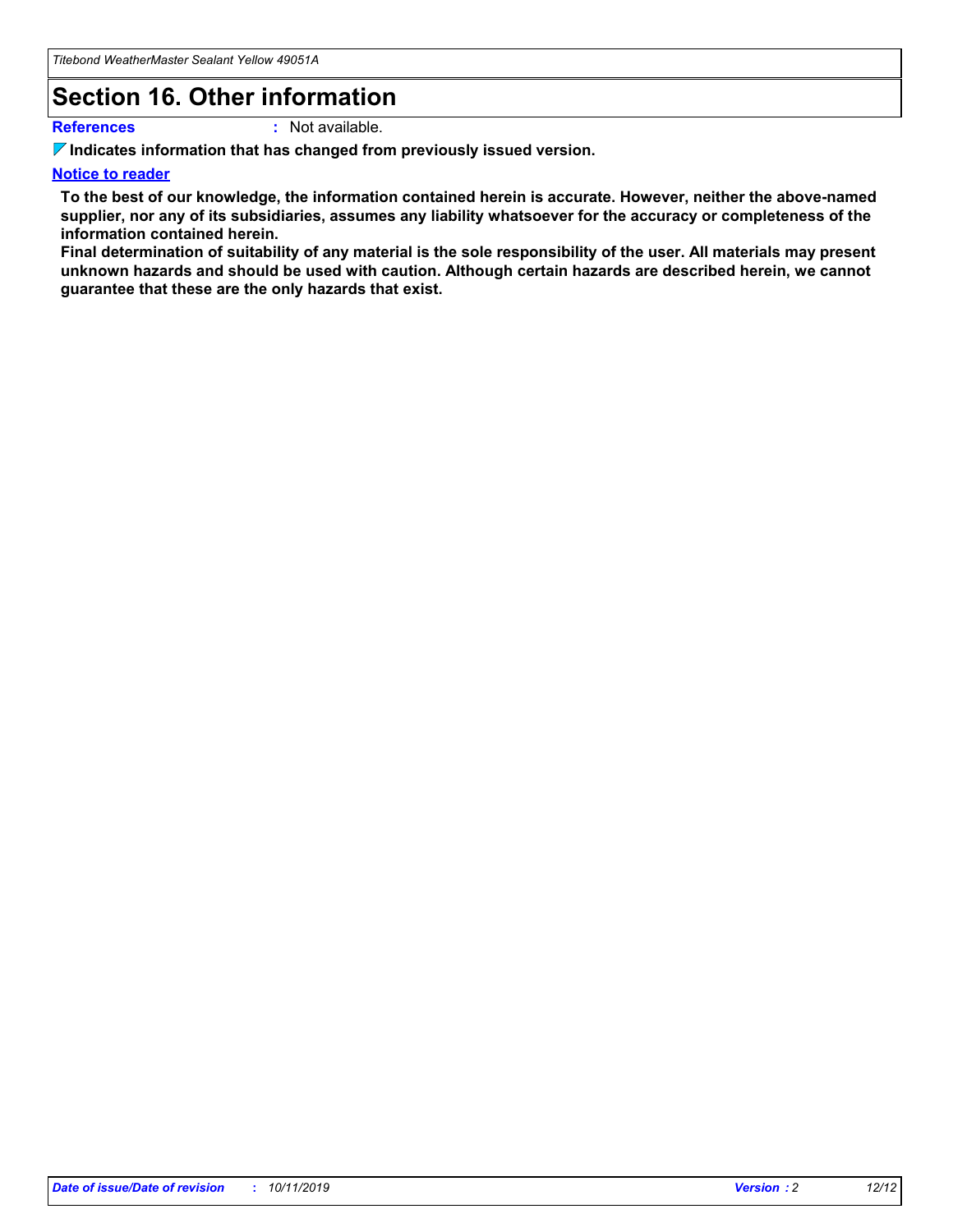# Section 16. Other information

**References** : Not available.

**Indicates information that has changed from previously issued version.**

**Notice to reader**

**To the best of our knowledge, the information contained herein is accurate. However, neither the above-named supplier, nor any of its subsidiaries, assumes any liability whatsoever for the accuracy or completeness of the information contained herein.**

**Final determination of suitability of any material is the sole responsibility of the user. All materials may present unknown hazards and should be used with caution. Although certain hazards are described herein, we cannot guarantee that these are the only hazards that exist.**